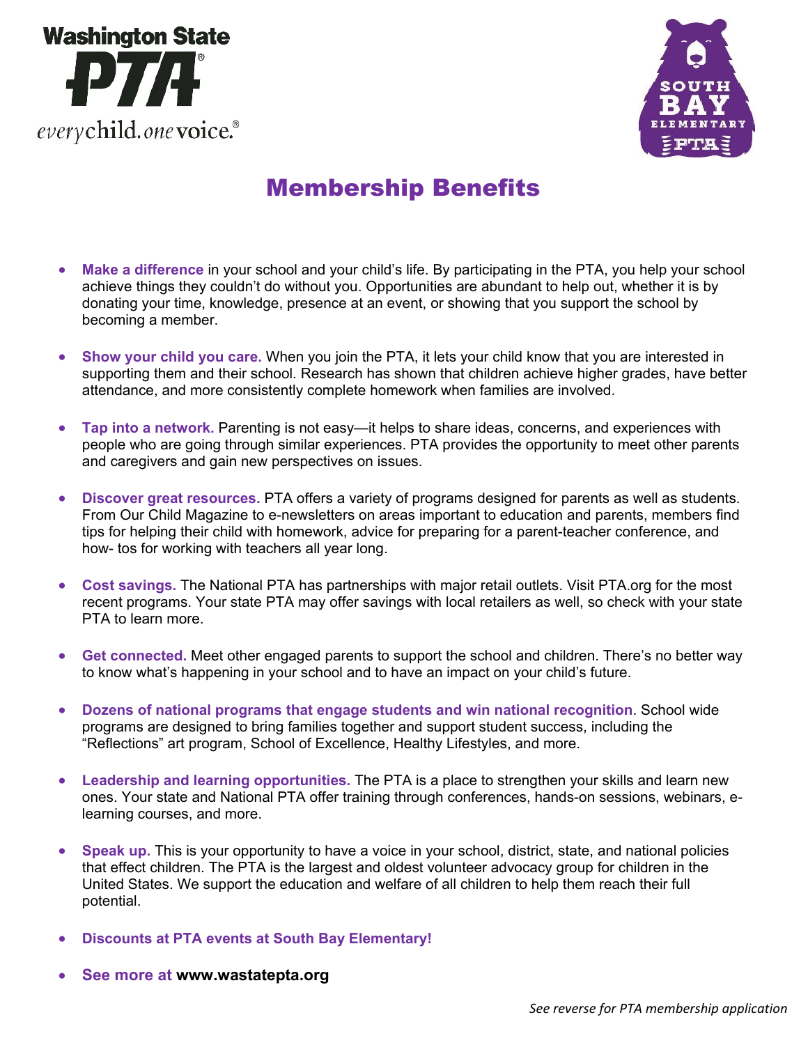Washington State

PTA

everychild. onevoice.

SOUTH BAY ELEMENTARY PTA

# Membership Benefits

- **Make a difference** in your school and your child's life. By participating in the PTA, you help your school achieve things they couldn't do without you. Opportunities are abundant to help out, whether it is by donating your time, knowledge, presence at an event, or showing that you support the school by becoming a member.
- **Show your child you care.** When you join the PTA, it lets your child know that you are interested in supporting them and their school. Research has shown that children achieve higher grades, have better attendance, and more consistently complete homework when families are involved.
- **Tap into a network.** Parenting is not easy—it helps to share ideas, concerns, and experiences with people who are going through similar experiences. PTA provides the opportunity to meet other parents and caregivers and gain new perspectives on issues.
- **Discover great resources.** PTA offers a variety of programs designed for parents as well as students. From Our Child Magazine to e-newsletters on areas important to education and parents, members find tips for helping their child with homework, advice for preparing for a parent-teacher conference, and how- tos for working with teachers all year long.
- **Cost savings.** The National PTA has partnerships with major retail outlets. Visit PTA.org for the most recent programs. Your state PTA may offer savings with local retailers as well, so check with your state PTA to learn more.
- **Get connected.** Meet other engaged parents to support the school and children. There's no better way to know what's happening in your school and to have an impact on your child's future.
- **Dozens of national programs that engage students and win national recognition**. School wide programs are designed to bring families together and support student success, including the "Reflections" art program, School of Excellence, Healthy Lifestyles, and more.
- **Leadership and learning opportunities.** The PTA is a place to strengthen your skills and learn new ones. Your state and National PTA offer training through conferences, hands-on sessions, webinars, e-learning courses, and more.
- **Speak up.** This is your opportunity to have a voice in your school, district, state, and national policies that effect children. The PTA is the largest and oldest volunteer advocacy group for children in the United States. We support the education and welfare of all children to help them reach their full potential.
- **Discounts at PTA events at South Bay Elementary!**
- **See more at www.wastatepta.org**

*See reverse for PTA membership application*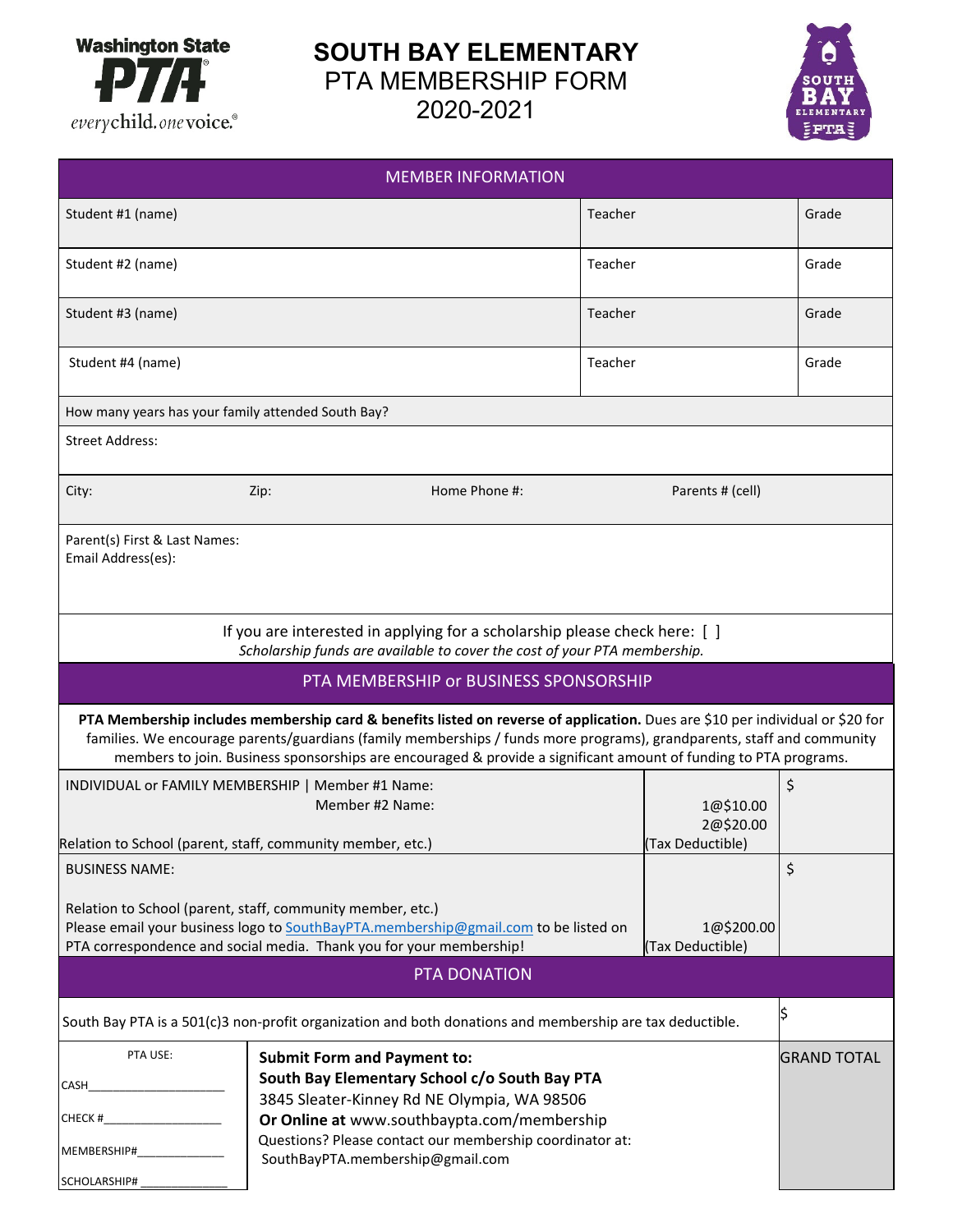Washington State PTA
everychild. onevoice.

# SOUTH BAY ELEMENTARY
## PTA MEMBERSHIP FORM
## 2020-2021

SOUTH BAY ELEMENTARY PTA

### MEMBER INFORMATION

| | | |
|---|---|---|
| Student #1 (name) | Teacher | Grade |
| Student #2 (name) | Teacher | Grade |
| Student #3 (name) | Teacher | Grade |
| Student #4 (name) | Teacher | Grade |

How many years has your family attended South Bay?

Street Address:

City: Zip: Home Phone #: Parents # (cell)

Parent(s) First & Last Names:
Email Address(es):

If you are interested in applying for a scholarship please check here: [ ]
*Scholarship funds are available to cover the cost of your PTA membership.*

### PTA MEMBERSHIP or BUSINESS SPONSORSHIP

**PTA Membership includes membership card & benefits listed on reverse of application.** Dues are $10 per individual or $20 for families. We encourage parents/guardians (family memberships / funds more programs), grandparents, staff and community members to join. Business sponsorships are encouraged & provide a significant amount of funding to PTA programs.

| | | |
|---|---|---|
| INDIVIDUAL or FAMILY MEMBERSHIP \| Member #1 Name:<br>Member #2 Name:<br>Relation to School (parent, staff, community member, etc.) | 1@$10.00<br>2@$20.00<br>(Tax Deductible) | $ |
| BUSINESS NAME:<br>Relation to School (parent, staff, community member, etc.)<br>Please email your business logo to SouthBayPTA.membership@gmail.com to be listed on PTA correspondence and social media. Thank you for your membership! | 1@$200.00<br>(Tax Deductible) | $ |

### PTA DONATION

| | |
|---|---|
| South Bay PTA is a 501(c)3 non-profit organization and both donations and membership are tax deductible. | $ |

| | | |
|---|---|---|
| PTA USE:<br>CASH\_\_\_\_\_\_\_\_\_\_<br>CHECK #\_\_\_\_\_\_\_\_\_\_<br>MEMBERSHIP#\_\_\_\_\_\_\_\_\_\_<br>SCHOLARSHIP# \_\_\_\_\_\_\_\_\_\_ | **Submit Form and Payment to:**<br>**South Bay Elementary School c/o South Bay PTA**<br>3845 Sleater-Kinney Rd NE Olympia, WA 98506<br>**Or Online at** www.southbaypta.com/membership<br>Questions? Please contact our membership coordinator at:<br>SouthBayPTA.membership@gmail.com | GRAND TOTAL |